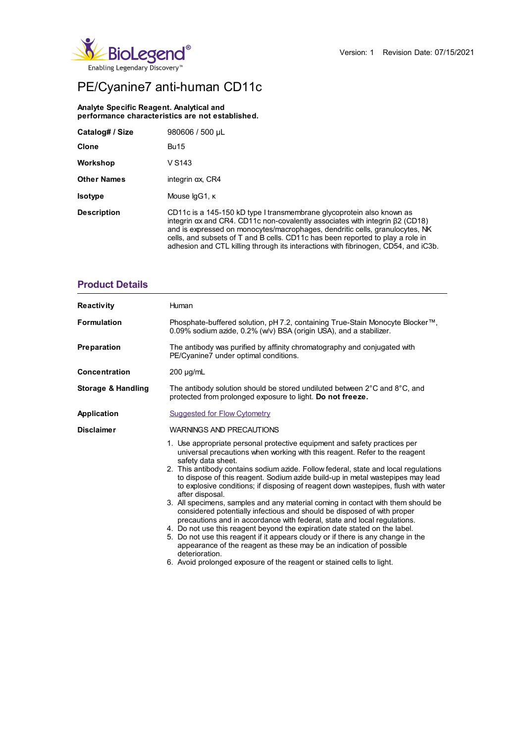Version: 1 Revision Date: 07/15/2021

# PE/Cyanine7 anti-human CD11c

**Analyte Specific Reagent. Analytical and performance characteristics are not established.**

| | |
|---|---|
| **Catalog# / Size** | 980606 / 500 µL |
| **Clone** | Bu15 |
| **Workshop** | V S143 |
| **Other Names** | integrin αx, CR4 |
| **Isotype** | Mouse IgG1, κ |
| **Description** | CD11c is a 145-150 kD type I transmembrane glycoprotein also known as integrin αx and CR4. CD11c non-covalently associates with integrin β2 (CD18) and is expressed on monocytes/macrophages, dendritic cells, granulocytes, NK cells, and subsets of T and B cells. CD11c has been reported to play a role in adhesion and CTL killing through its interactions with fibrinogen, CD54, and iC3b. |

## Product Details

| | |
|---|---|
| **Reactivity** | Human |
| **Formulation** | Phosphate-buffered solution, pH 7.2, containing True-Stain Monocyte Blocker™, 0.09% sodium azide, 0.2% (w/v) BSA (origin USA), and a stabilizer. |
| **Preparation** | The antibody was purified by affinity chromatography and conjugated with PE/Cyanine7 under optimal conditions. |
| **Concentration** | 200 µg/mL |
| **Storage & Handling** | The antibody solution should be stored undiluted between 2°C and 8°C, and protected from prolonged exposure to light. **Do not freeze.** |
| **Application** | Suggested for Flow Cytometry |
| **Disclaimer** | WARNINGS AND PRECAUTIONS |

1. Use appropriate personal protective equipment and safety practices per universal precautions when working with this reagent. Refer to the reagent safety data sheet.
2. This antibody contains sodium azide. Follow federal, state and local regulations to dispose of this reagent. Sodium azide build-up in metal wastepipes may lead to explosive conditions; if disposing of reagent down wastepipes, flush with water after disposal.
3. All specimens, samples and any material coming in contact with them should be considered potentially infectious and should be disposed of with proper precautions and in accordance with federal, state and local regulations.
4. Do not use this reagent beyond the expiration date stated on the label.
5. Do not use this reagent if it appears cloudy or if there is any change in the appearance of the reagent as these may be an indication of possible deterioration.
6. Avoid prolonged exposure of the reagent or stained cells to light.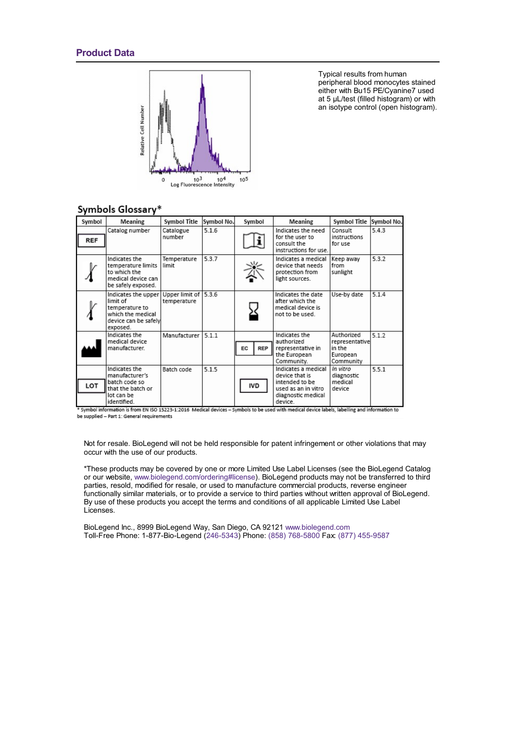## Product Data

Relative Cell Number

0 $10^3$ $10^4$ $10^5$

Log Fluorescence Intensity

Typical results from human peripheral blood monocytes stained either with Bu15 PE/Cyanine7 used at 5 µL/test (filled histogram) or with an isotype control (open histogram).

### Symbols Glossary*

| Symbol | Meaning | Symbol Title | Symbol No. | Symbol | Meaning | Symbol Title | Symbol No. |
|---|---|---|---|---|---|---|---|
| REF | Catalog number | Catalogue number | 5.1.6 | | Indicates the need for the user to consult the instructions for use. | Consult instructions for use | 5.4.3 |
| | Indicates the temperature limits to which the medical device can be safely exposed. | Temperature limit | 5.3.7 | | Indicates a medical device that needs protection from light sources. | Keep away from sunlight | 5.3.2 |
| | Indicates the upper limit of temperature to which the medical device can be safely exposed. | Upper limit of temperature | 5.3.6 | | Indicates the date after which the medical device is not to be used. | Use-by date | 5.1.4 |
| | Indicates the medical device manufacturer. | Manufacturer | 5.1.1 | EC REP | Indicates the authorized representative in the European Community. | Authorized representative in the European Community | 5.1.2 |
| LOT | Indicates the manufacturer's batch code so that the batch or lot can be identified. | Batch code | 5.1.5 | IVD | Indicates a medical device that is intended to be used as an in vitro diagnostic medical device. | *In vitro* diagnostic medical device | 5.5.1 |

* Symbol information is from EN ISO 15223-1:2016 Medical devices – Symbols to be used with medical device labels, labelling and information to be supplied – Part 1: General requirements

Not for resale. BioLegend will not be held responsible for patent infringement or other violations that may occur with the use of our products.

*These products may be covered by one or more Limited Use Label Licenses (see the BioLegend Catalog or our website, www.biolegend.com/ordering#license). BioLegend products may not be transferred to third parties, resold, modified for resale, or used to manufacture commercial products, reverse engineer functionally similar materials, or to provide a service to third parties without written approval of BioLegend. By use of these products you accept the terms and conditions of all applicable Limited Use Label Licenses.

BioLegend Inc., 8999 BioLegend Way, San Diego, CA 92121 www.biolegend.com
Toll-Free Phone: 1-877-Bio-Legend (246-5343) Phone: (858) 768-5800 Fax: (877) 455-9587